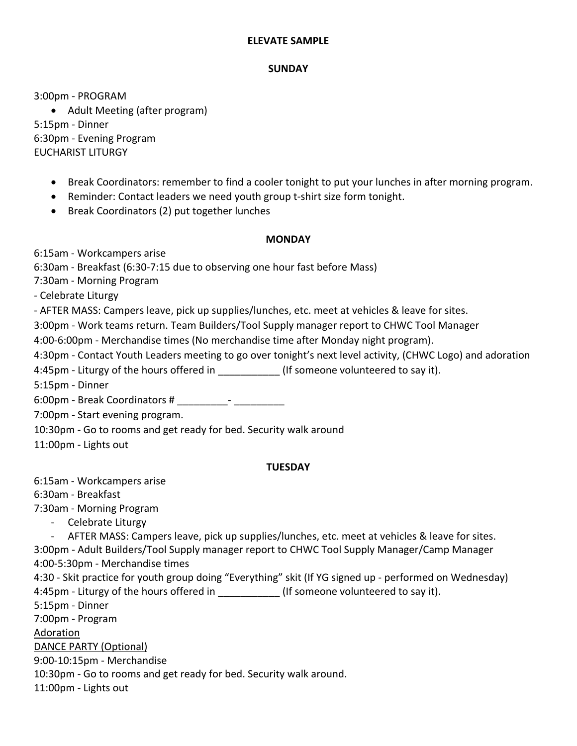# ELEVATE SAMPLE

## SUNDAY

3:00pm - PROGRAM

- Adult Meeting (after program)

5:15pm - Dinner
6:30pm - Evening Program
EUCHARIST LITURGY

- Break Coordinators: remember to find a cooler tonight to put your lunches in after morning program.
- Reminder: Contact leaders we need youth group t-shirt size form tonight.
- Break Coordinators (2) put together lunches

## MONDAY

6:15am - Workcampers arise
6:30am - Breakfast (6:30-7:15 due to observing one hour fast before Mass)
7:30am - Morning Program
- Celebrate Liturgy
- AFTER MASS: Campers leave, pick up supplies/lunches, etc. meet at vehicles & leave for sites.
3:00pm - Work teams return. Team Builders/Tool Supply manager report to CHWC Tool Manager
4:00-6:00pm - Merchandise times (No merchandise time after Monday night program).
4:30pm - Contact Youth Leaders meeting to go over tonight's next level activity, (CHWC Logo) and adoration
4:45pm - Liturgy of the hours offered in ___________ (If someone volunteered to say it).
5:15pm - Dinner
6:00pm - Break Coordinators # _________- _________
7:00pm - Start evening program.
10:30pm - Go to rooms and get ready for bed. Security walk around
11:00pm - Lights out

## TUESDAY

6:15am - Workcampers arise
6:30am - Breakfast
7:30am - Morning Program

- Celebrate Liturgy
- AFTER MASS: Campers leave, pick up supplies/lunches, etc. meet at vehicles & leave for sites.

3:00pm - Adult Builders/Tool Supply manager report to CHWC Tool Supply Manager/Camp Manager
4:00-5:30pm - Merchandise times
4:30 - Skit practice for youth group doing "Everything" skit (If YG signed up - performed on Wednesday)
4:45pm - Liturgy of the hours offered in ___________ (If someone volunteered to say it).
5:15pm - Dinner
7:00pm - Program
<u>Adoration</u>
<u>DANCE PARTY (Optional)</u>
9:00-10:15pm - Merchandise
10:30pm - Go to rooms and get ready for bed. Security walk around.
11:00pm - Lights out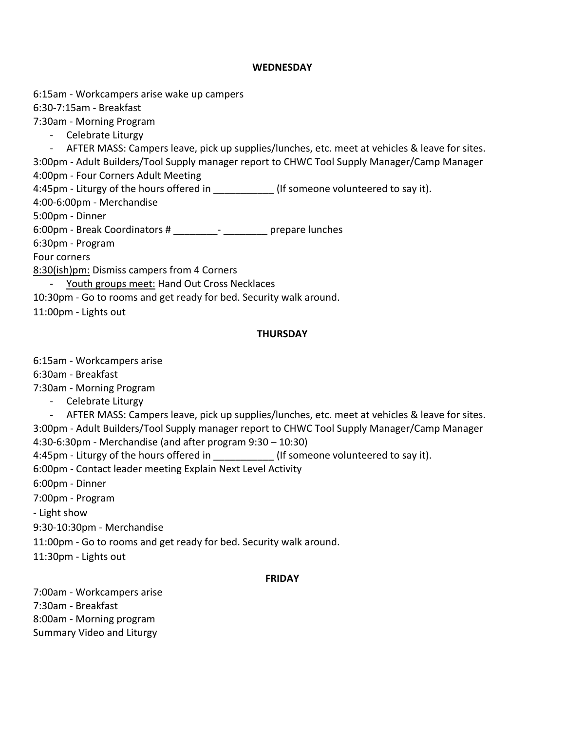**WEDNESDAY**

6:15am - Workcampers arise wake up campers
6:30-7:15am - Breakfast
7:30am - Morning Program

- Celebrate Liturgy
- AFTER MASS: Campers leave, pick up supplies/lunches, etc. meet at vehicles & leave for sites.

3:00pm - Adult Builders/Tool Supply manager report to CHWC Tool Supply Manager/Camp Manager
4:00pm - Four Corners Adult Meeting
4:45pm - Liturgy of the hours offered in ___________ (If someone volunteered to say it).
4:00-6:00pm - Merchandise
5:00pm - Dinner
6:00pm - Break Coordinators # ________- ________ prepare lunches
6:30pm - Program
Four corners
<u>8:30(ish)pm:</u> Dismiss campers from 4 Corners

- <u>Youth groups meet:</u> Hand Out Cross Necklaces

10:30pm - Go to rooms and get ready for bed. Security walk around.
11:00pm - Lights out

**THURSDAY**

6:15am - Workcampers arise
6:30am - Breakfast
7:30am - Morning Program

- Celebrate Liturgy
- AFTER MASS: Campers leave, pick up supplies/lunches, etc. meet at vehicles & leave for sites.

3:00pm - Adult Builders/Tool Supply manager report to CHWC Tool Supply Manager/Camp Manager
4:30-6:30pm - Merchandise (and after program 9:30 – 10:30)
4:45pm - Liturgy of the hours offered in ___________ (If someone volunteered to say it).
6:00pm - Contact leader meeting Explain Next Level Activity
6:00pm - Dinner
7:00pm - Program
- Light show
9:30-10:30pm - Merchandise
11:00pm - Go to rooms and get ready for bed. Security walk around.
11:30pm - Lights out

**FRIDAY**

7:00am - Workcampers arise
7:30am - Breakfast
8:00am - Morning program
Summary Video and Liturgy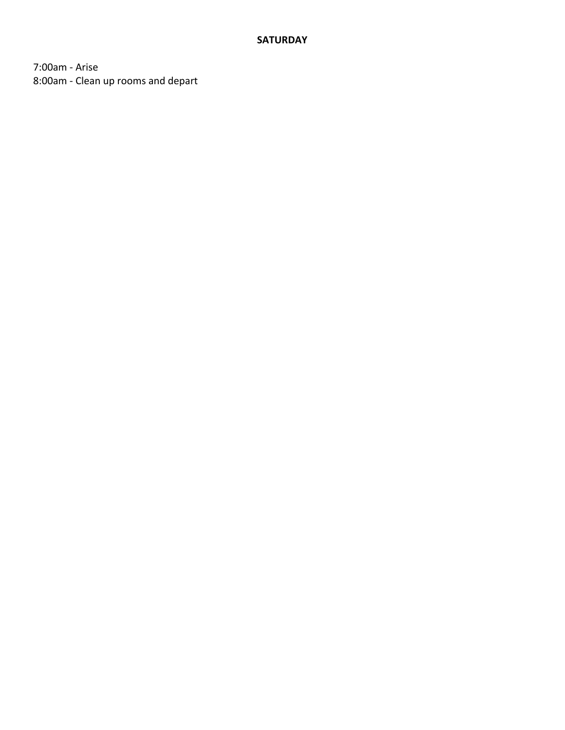**SATURDAY**

7:00am - Arise
8:00am - Clean up rooms and depart